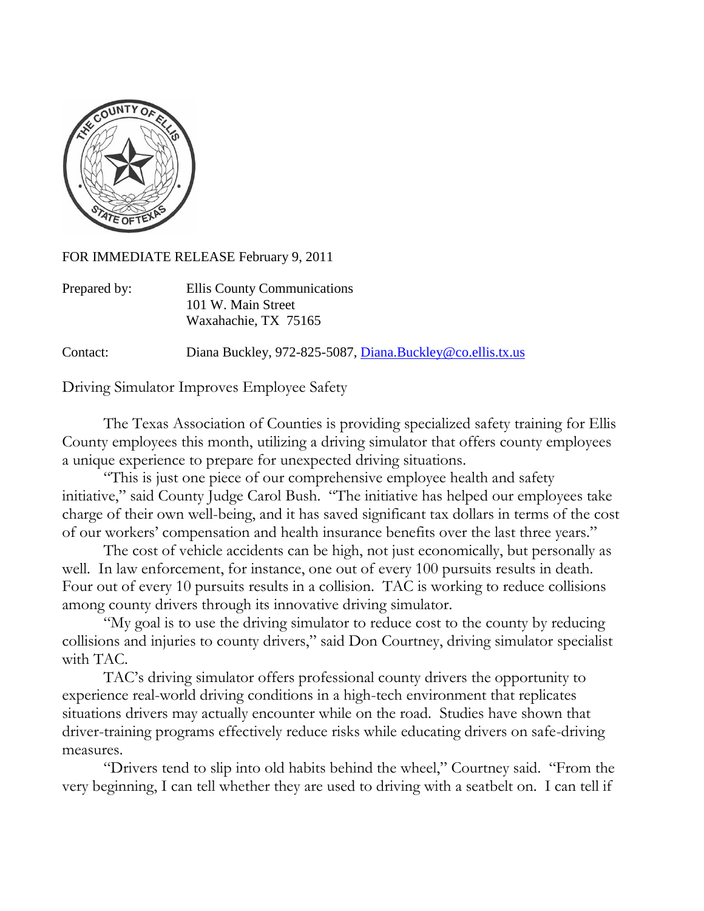FOR IMMEDIATE RELEASE February 9, 2011

Prepared by: Ellis County Communications
101 W. Main Street
Waxahachie, TX 75165

Contact: Diana Buckley, 972-825-5087, Diana.Buckley@co.ellis.tx.us

Driving Simulator Improves Employee Safety

The Texas Association of Counties is providing specialized safety training for Ellis County employees this month, utilizing a driving simulator that offers county employees a unique experience to prepare for unexpected driving situations.

"This is just one piece of our comprehensive employee health and safety initiative," said County Judge Carol Bush. "The initiative has helped our employees take charge of their own well-being, and it has saved significant tax dollars in terms of the cost of our workers' compensation and health insurance benefits over the last three years."

The cost of vehicle accidents can be high, not just economically, but personally as well. In law enforcement, for instance, one out of every 100 pursuits results in death. Four out of every 10 pursuits results in a collision. TAC is working to reduce collisions among county drivers through its innovative driving simulator.

"My goal is to use the driving simulator to reduce cost to the county by reducing collisions and injuries to county drivers," said Don Courtney, driving simulator specialist with TAC.

TAC's driving simulator offers professional county drivers the opportunity to experience real-world driving conditions in a high-tech environment that replicates situations drivers may actually encounter while on the road. Studies have shown that driver-training programs effectively reduce risks while educating drivers on safe-driving measures.

"Drivers tend to slip into old habits behind the wheel," Courtney said. "From the very beginning, I can tell whether they are used to driving with a seatbelt on. I can tell if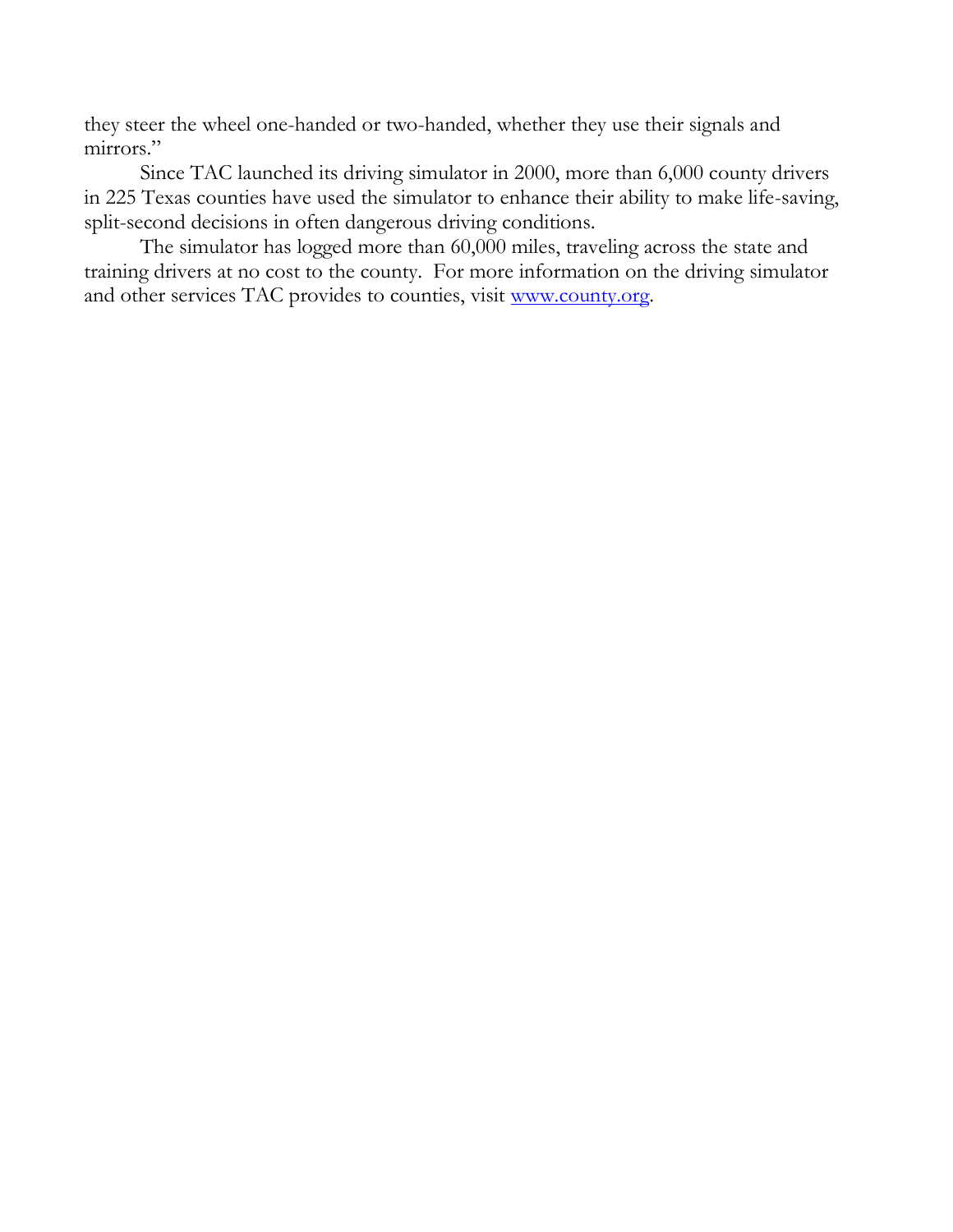they steer the wheel one-handed or two-handed, whether they use their signals and mirrors."

Since TAC launched its driving simulator in 2000, more than 6,000 county drivers in 225 Texas counties have used the simulator to enhance their ability to make life-saving, split-second decisions in often dangerous driving conditions.

The simulator has logged more than 60,000 miles, traveling across the state and training drivers at no cost to the county. For more information on the driving simulator and other services TAC provides to counties, visit [www.county.org](http://www.county.org).